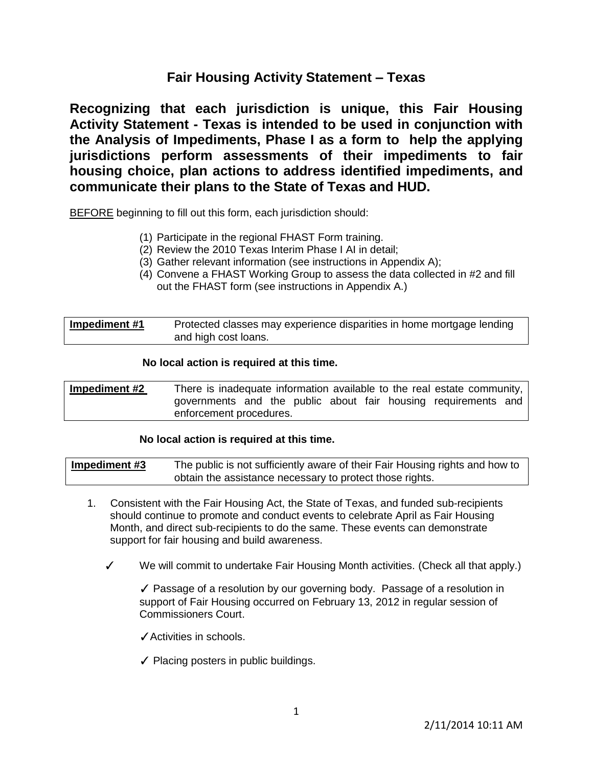# Fair Housing Activity Statement – Texas

**Recognizing that each jurisdiction is unique, this Fair Housing Activity Statement - Texas is intended to be used in conjunction with the Analysis of Impediments, Phase I as a form to help the applying jurisdictions perform assessments of their impediments to fair housing choice, plan actions to address identified impediments, and communicate their plans to the State of Texas and HUD.**

BEFORE beginning to fill out this form, each jurisdiction should:

1. Participate in the regional FHAST Form training.
2. Review the 2010 Texas Interim Phase I AI in detail;
3. Gather relevant information (see instructions in Appendix A);
4. Convene a FHAST Working Group to assess the data collected in #2 and fill out the FHAST form (see instructions in Appendix A.)

| **Impediment #1** | Protected classes may experience disparities in home mortgage lending and high cost loans. |
|---|---|

**No local action is required at this time.**

| **Impediment #2** | There is inadequate information available to the real estate community, governments and the public about fair housing requirements and enforcement procedures. |
|---|---|

**No local action is required at this time.**

| **Impediment #3** | The public is not sufficiently aware of their Fair Housing rights and how to obtain the assistance necessary to protect those rights. |
|---|---|

1. Consistent with the Fair Housing Act, the State of Texas, and funded sub-recipients should continue to promote and conduct events to celebrate April as Fair Housing Month, and direct sub-recipients to do the same. These events can demonstrate support for fair housing and build awareness.

   ✓ We will commit to undertake Fair Housing Month activities. (Check all that apply.)

   ✓ Passage of a resolution by our governing body. Passage of a resolution in support of Fair Housing occurred on February 13, 2012 in regular session of Commissioners Court.

   ✓ Activities in schools.

   ✓ Placing posters in public buildings.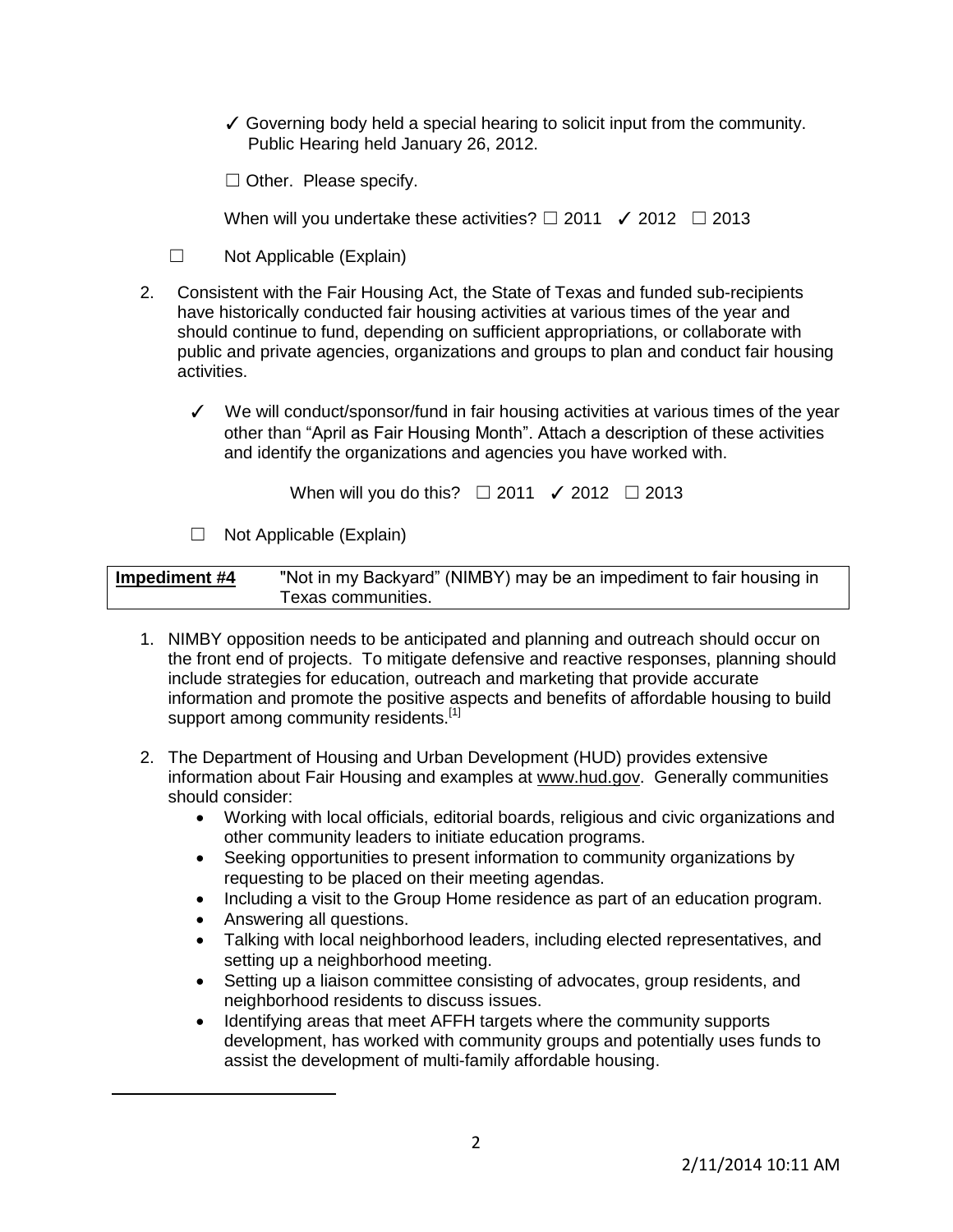✓ Governing body held a special hearing to solicit input from the community. Public Hearing held January 26, 2012.

☐ Other. Please specify.

When will you undertake these activities? ☐ 2011 ✓ 2012 ☐ 2013

☐ Not Applicable (Explain)

2. Consistent with the Fair Housing Act, the State of Texas and funded sub-recipients have historically conducted fair housing activities at various times of the year and should continue to fund, depending on sufficient appropriations, or collaborate with public and private agencies, organizations and groups to plan and conduct fair housing activities.

   ✓ We will conduct/sponsor/fund in fair housing activities at various times of the year other than "April as Fair Housing Month". Attach a description of these activities and identify the organizations and agencies you have worked with.

   When will you do this? ☐ 2011 ✓ 2012 ☐ 2013

   ☐ Not Applicable (Explain)

| **Impediment #4** | "Not in my Backyard" (NIMBY) may be an impediment to fair housing in Texas communities. |
|---|---|

1. NIMBY opposition needs to be anticipated and planning and outreach should occur on the front end of projects. To mitigate defensive and reactive responses, planning should include strategies for education, outreach and marketing that provide accurate information and promote the positive aspects and benefits of affordable housing to build support among community residents.[1]

2. The Department of Housing and Urban Development (HUD) provides extensive information about Fair Housing and examples at www.hud.gov. Generally communities should consider:
   - Working with local officials, editorial boards, religious and civic organizations and other community leaders to initiate education programs.
   - Seeking opportunities to present information to community organizations by requesting to be placed on their meeting agendas.
   - Including a visit to the Group Home residence as part of an education program.
   - Answering all questions.
   - Talking with local neighborhood leaders, including elected representatives, and setting up a neighborhood meeting.
   - Setting up a liaison committee consisting of advocates, group residents, and neighborhood residents to discuss issues.
   - Identifying areas that meet AFFH targets where the community supports development, has worked with community groups and potentially uses funds to assist the development of multi-family affordable housing.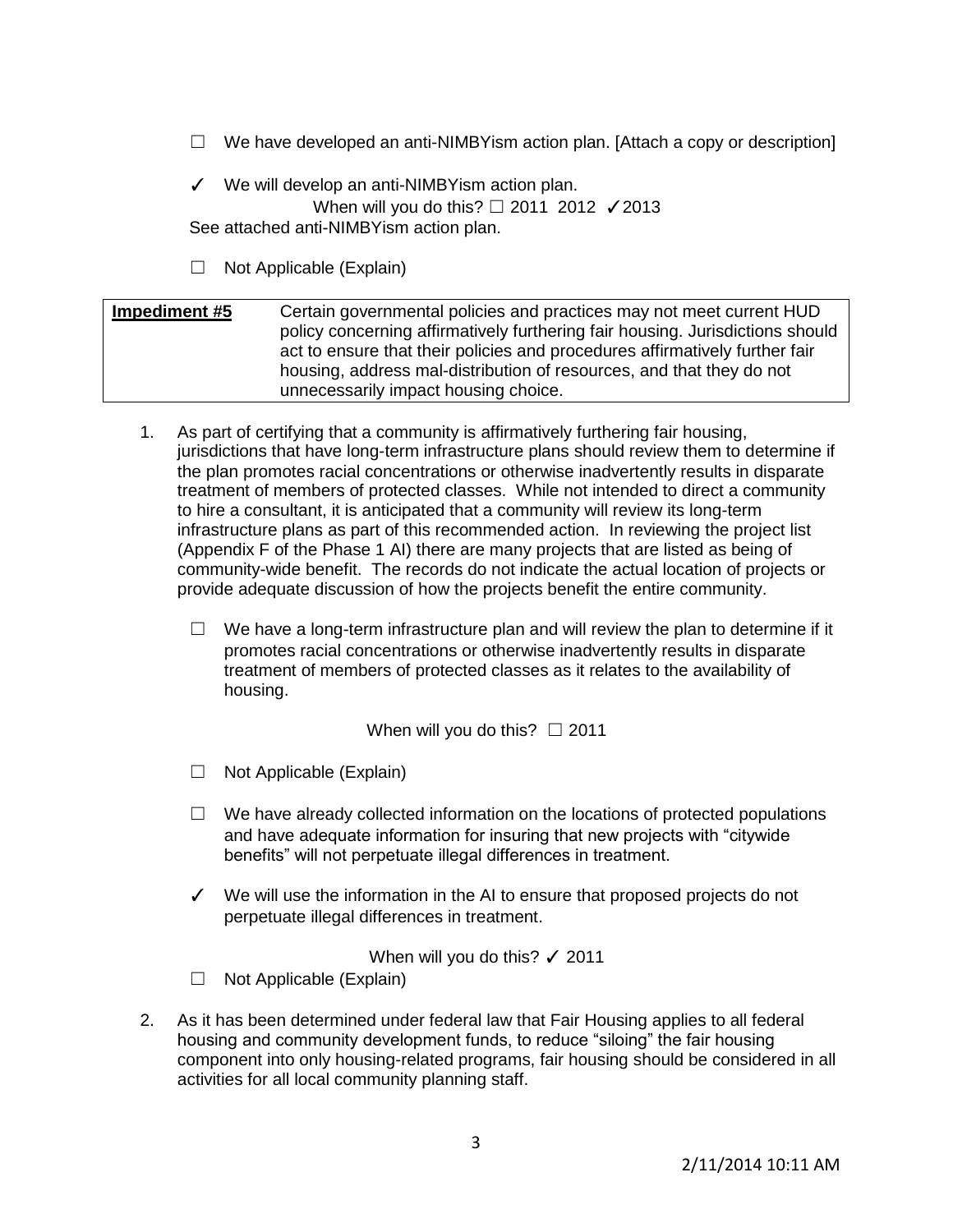☐ We have developed an anti-NIMBYism action plan. [Attach a copy or description]

✓ We will develop an anti-NIMBYism action plan.

When will you do this? ☐ 2011 2012 ✓2013

See attached anti-NIMBYism action plan.

☐ Not Applicable (Explain)

| **Impediment #5** | Certain governmental policies and practices may not meet current HUD policy concerning affirmatively furthering fair housing. Jurisdictions should act to ensure that their policies and procedures affirmatively further fair housing, address mal-distribution of resources, and that they do not unnecessarily impact housing choice. |
|---|---|

1. As part of certifying that a community is affirmatively furthering fair housing, jurisdictions that have long-term infrastructure plans should review them to determine if the plan promotes racial concentrations or otherwise inadvertently results in disparate treatment of members of protected classes. While not intended to direct a community to hire a consultant, it is anticipated that a community will review its long-term infrastructure plans as part of this recommended action. In reviewing the project list (Appendix F of the Phase 1 AI) there are many projects that are listed as being of community-wide benefit. The records do not indicate the actual location of projects or provide adequate discussion of how the projects benefit the entire community.

   ☐ We have a long-term infrastructure plan and will review the plan to determine if it promotes racial concentrations or otherwise inadvertently results in disparate treatment of members of protected classes as it relates to the availability of housing.

   When will you do this? ☐ 2011

   ☐ Not Applicable (Explain)

   ☐ We have already collected information on the locations of protected populations and have adequate information for insuring that new projects with "citywide benefits" will not perpetuate illegal differences in treatment.

   ✓ We will use the information in the AI to ensure that proposed projects do not perpetuate illegal differences in treatment.

   When will you do this? ✓ 2011

   ☐ Not Applicable (Explain)

2. As it has been determined under federal law that Fair Housing applies to all federal housing and community development funds, to reduce "siloing" the fair housing component into only housing-related programs, fair housing should be considered in all activities for all local community planning staff.

2/11/2014 10:11 AM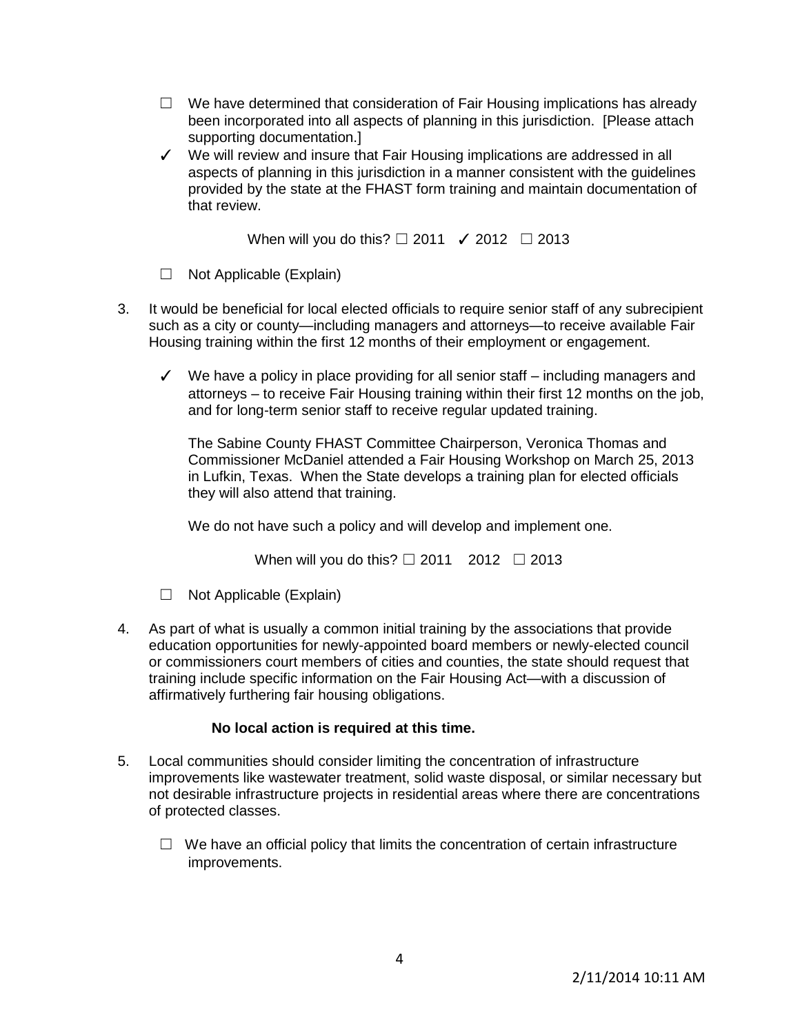- ☐ We have determined that consideration of Fair Housing implications has already been incorporated into all aspects of planning in this jurisdiction. [Please attach supporting documentation.]
- ✓ We will review and insure that Fair Housing implications are addressed in all aspects of planning in this jurisdiction in a manner consistent with the guidelines provided by the state at the FHAST form training and maintain documentation of that review.

  When will you do this? ☐ 2011 ✓ 2012 ☐ 2013

- ☐ Not Applicable (Explain)

3. It would be beneficial for local elected officials to require senior staff of any subrecipient such as a city or county—including managers and attorneys—to receive available Fair Housing training within the first 12 months of their employment or engagement.

   - ✓ We have a policy in place providing for all senior staff – including managers and attorneys – to receive Fair Housing training within their first 12 months on the job, and for long-term senior staff to receive regular updated training.

     The Sabine County FHAST Committee Chairperson, Veronica Thomas and Commissioner McDaniel attended a Fair Housing Workshop on March 25, 2013 in Lufkin, Texas. When the State develops a training plan for elected officials they will also attend that training.

     We do not have such a policy and will develop and implement one.

     When will you do this? ☐ 2011 2012 ☐ 2013

   - ☐ Not Applicable (Explain)

4. As part of what is usually a common initial training by the associations that provide education opportunities for newly-appointed board members or newly-elected council or commissioners court members of cities and counties, the state should request that training include specific information on the Fair Housing Act—with a discussion of affirmatively furthering fair housing obligations.

   **No local action is required at this time.**

5. Local communities should consider limiting the concentration of infrastructure improvements like wastewater treatment, solid waste disposal, or similar necessary but not desirable infrastructure projects in residential areas where there are concentrations of protected classes.

   - ☐ We have an official policy that limits the concentration of certain infrastructure improvements.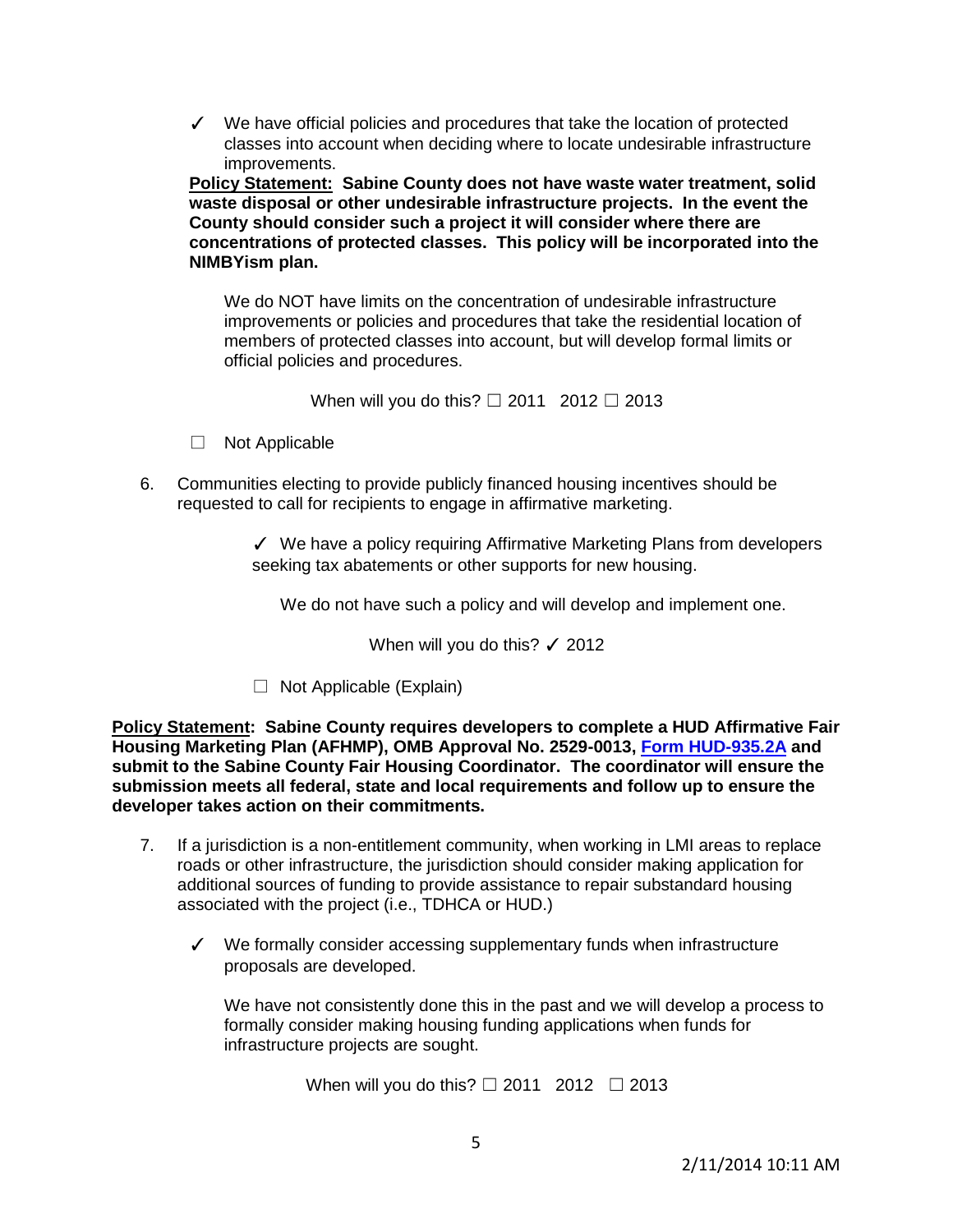✓ We have official policies and procedures that take the location of protected classes into account when deciding where to locate undesirable infrastructure improvements.

**Policy Statement: Sabine County does not have waste water treatment, solid waste disposal or other undesirable infrastructure projects. In the event the County should consider such a project it will consider where there are concentrations of protected classes. This policy will be incorporated into the NIMBYism plan.**

We do NOT have limits on the concentration of undesirable infrastructure improvements or policies and procedures that take the residential location of members of protected classes into account, but will develop formal limits or official policies and procedures.

When will you do this? ☐ 2011 2012 ☐ 2013

☐ Not Applicable

6. Communities electing to provide publicly financed housing incentives should be requested to call for recipients to engage in affirmative marketing.

✓ We have a policy requiring Affirmative Marketing Plans from developers seeking tax abatements or other supports for new housing.

We do not have such a policy and will develop and implement one.

When will you do this? ✓ 2012

☐ Not Applicable (Explain)

**Policy Statement: Sabine County requires developers to complete a HUD Affirmative Fair Housing Marketing Plan (AFHMP), OMB Approval No. 2529-0013, Form HUD-935.2A and submit to the Sabine County Fair Housing Coordinator. The coordinator will ensure the submission meets all federal, state and local requirements and follow up to ensure the developer takes action on their commitments.**

7. If a jurisdiction is a non-entitlement community, when working in LMI areas to replace roads or other infrastructure, the jurisdiction should consider making application for additional sources of funding to provide assistance to repair substandard housing associated with the project (i.e., TDHCA or HUD.)

✓ We formally consider accessing supplementary funds when infrastructure proposals are developed.

We have not consistently done this in the past and we will develop a process to formally consider making housing funding applications when funds for infrastructure projects are sought.

When will you do this? ☐ 2011 2012 ☐ 2013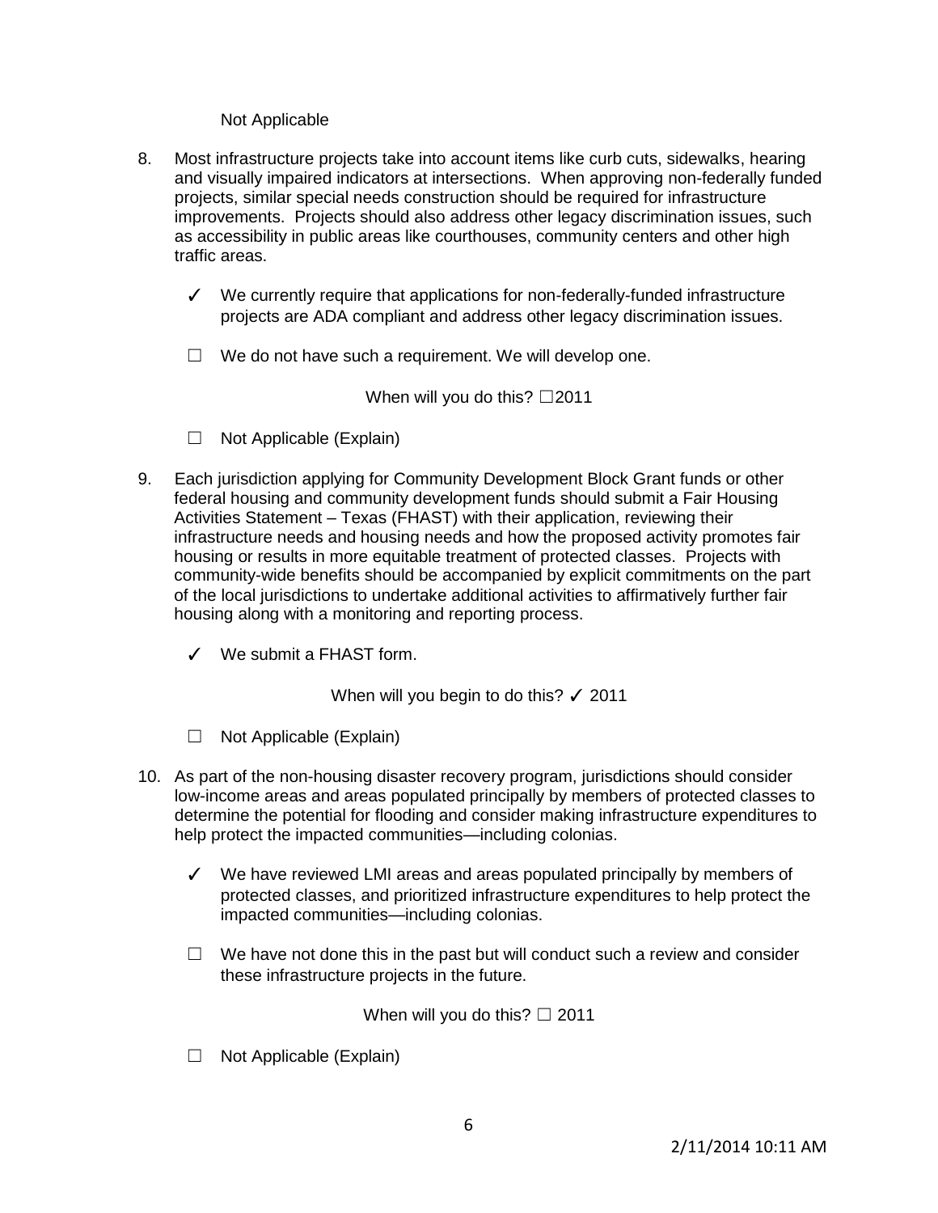Not Applicable

8. Most infrastructure projects take into account items like curb cuts, sidewalks, hearing and visually impaired indicators at intersections. When approving non-federally funded projects, similar special needs construction should be required for infrastructure improvements. Projects should also address other legacy discrimination issues, such as accessibility in public areas like courthouses, community centers and other high traffic areas.

   ✓ We currently require that applications for non-federally-funded infrastructure projects are ADA compliant and address other legacy discrimination issues.

   ☐ We do not have such a requirement. We will develop one.

   When will you do this? ☐2011

   ☐ Not Applicable (Explain)

9. Each jurisdiction applying for Community Development Block Grant funds or other federal housing and community development funds should submit a Fair Housing Activities Statement – Texas (FHAST) with their application, reviewing their infrastructure needs and housing needs and how the proposed activity promotes fair housing or results in more equitable treatment of protected classes. Projects with community-wide benefits should be accompanied by explicit commitments on the part of the local jurisdictions to undertake additional activities to affirmatively further fair housing along with a monitoring and reporting process.

   ✓ We submit a FHAST form.

   When will you begin to do this? ✓ 2011

   ☐ Not Applicable (Explain)

10. As part of the non-housing disaster recovery program, jurisdictions should consider low-income areas and areas populated principally by members of protected classes to determine the potential for flooding and consider making infrastructure expenditures to help protect the impacted communities—including colonias.

   ✓ We have reviewed LMI areas and areas populated principally by members of protected classes, and prioritized infrastructure expenditures to help protect the impacted communities—including colonias.

   ☐ We have not done this in the past but will conduct such a review and consider these infrastructure projects in the future.

   When will you do this? ☐ 2011

   ☐ Not Applicable (Explain)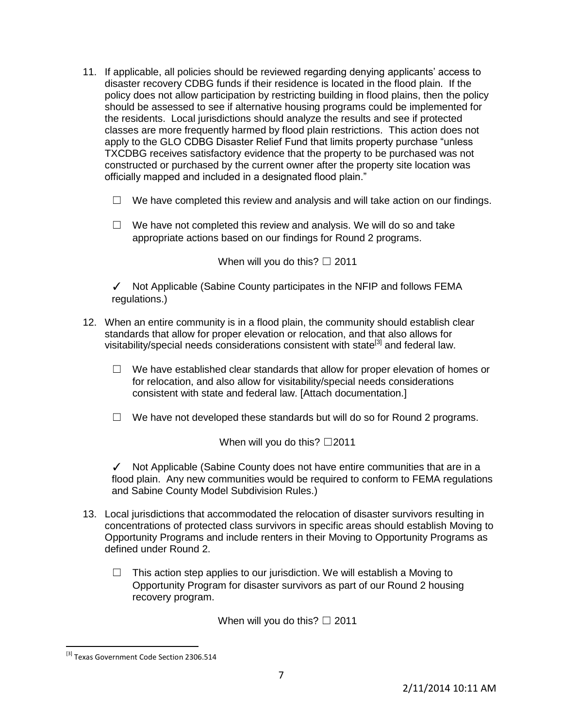11. If applicable, all policies should be reviewed regarding denying applicants' access to disaster recovery CDBG funds if their residence is located in the flood plain. If the policy does not allow participation by restricting building in flood plains, then the policy should be assessed to see if alternative housing programs could be implemented for the residents. Local jurisdictions should analyze the results and see if protected classes are more frequently harmed by flood plain restrictions. This action does not apply to the GLO CDBG Disaster Relief Fund that limits property purchase "unless TXCDBG receives satisfactory evidence that the property to be purchased was not constructed or purchased by the current owner after the property site location was officially mapped and included in a designated flood plain."

    ☐ We have completed this review and analysis and will take action on our findings.

    ☐ We have not completed this review and analysis. We will do so and take appropriate actions based on our findings for Round 2 programs.

    When will you do this? ☐ 2011

    ✓ Not Applicable (Sabine County participates in the NFIP and follows FEMA regulations.)

12. When an entire community is in a flood plain, the community should establish clear standards that allow for proper elevation or relocation, and that also allows for visitability/special needs considerations consistent with state[3] and federal law.

    ☐ We have established clear standards that allow for proper elevation of homes or for relocation, and also allow for visitability/special needs considerations consistent with state and federal law. [Attach documentation.]

    ☐ We have not developed these standards but will do so for Round 2 programs.

    When will you do this? ☐2011

    ✓ Not Applicable (Sabine County does not have entire communities that are in a flood plain. Any new communities would be required to conform to FEMA regulations and Sabine County Model Subdivision Rules.)

13. Local jurisdictions that accommodated the relocation of disaster survivors resulting in concentrations of protected class survivors in specific areas should establish Moving to Opportunity Programs and include renters in their Moving to Opportunity Programs as defined under Round 2.

    ☐ This action step applies to our jurisdiction. We will establish a Moving to Opportunity Program for disaster survivors as part of our Round 2 housing recovery program.

    When will you do this? ☐ 2011

[3] Texas Government Code Section 2306.514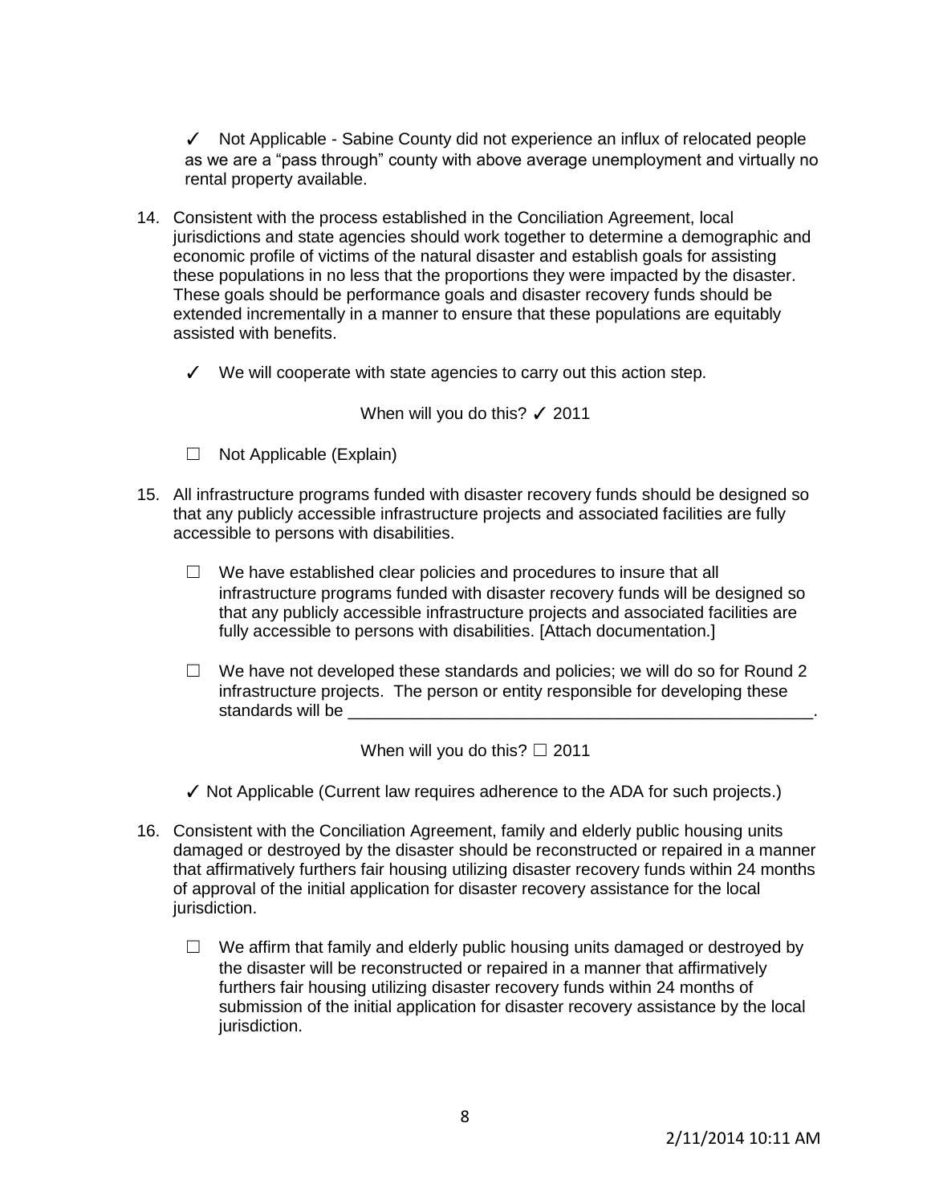✓ Not Applicable - Sabine County did not experience an influx of relocated people as we are a "pass through" county with above average unemployment and virtually no rental property available.

14. Consistent with the process established in the Conciliation Agreement, local jurisdictions and state agencies should work together to determine a demographic and economic profile of victims of the natural disaster and establish goals for assisting these populations in no less that the proportions they were impacted by the disaster. These goals should be performance goals and disaster recovery funds should be extended incrementally in a manner to ensure that these populations are equitably assisted with benefits.

   ✓ We will cooperate with state agencies to carry out this action step.

   When will you do this? ✓ 2011

   ☐ Not Applicable (Explain)

15. All infrastructure programs funded with disaster recovery funds should be designed so that any publicly accessible infrastructure projects and associated facilities are fully accessible to persons with disabilities.

   ☐ We have established clear policies and procedures to insure that all infrastructure programs funded with disaster recovery funds will be designed so that any publicly accessible infrastructure projects and associated facilities are fully accessible to persons with disabilities. [Attach documentation.]

   ☐ We have not developed these standards and policies; we will do so for Round 2 infrastructure projects. The person or entity responsible for developing these standards will be ____________________________________________________.

   When will you do this? ☐ 2011

   ✓ Not Applicable (Current law requires adherence to the ADA for such projects.)

16. Consistent with the Conciliation Agreement, family and elderly public housing units damaged or destroyed by the disaster should be reconstructed or repaired in a manner that affirmatively furthers fair housing utilizing disaster recovery funds within 24 months of approval of the initial application for disaster recovery assistance for the local jurisdiction.

   ☐ We affirm that family and elderly public housing units damaged or destroyed by the disaster will be reconstructed or repaired in a manner that affirmatively furthers fair housing utilizing disaster recovery funds within 24 months of submission of the initial application for disaster recovery assistance by the local jurisdiction.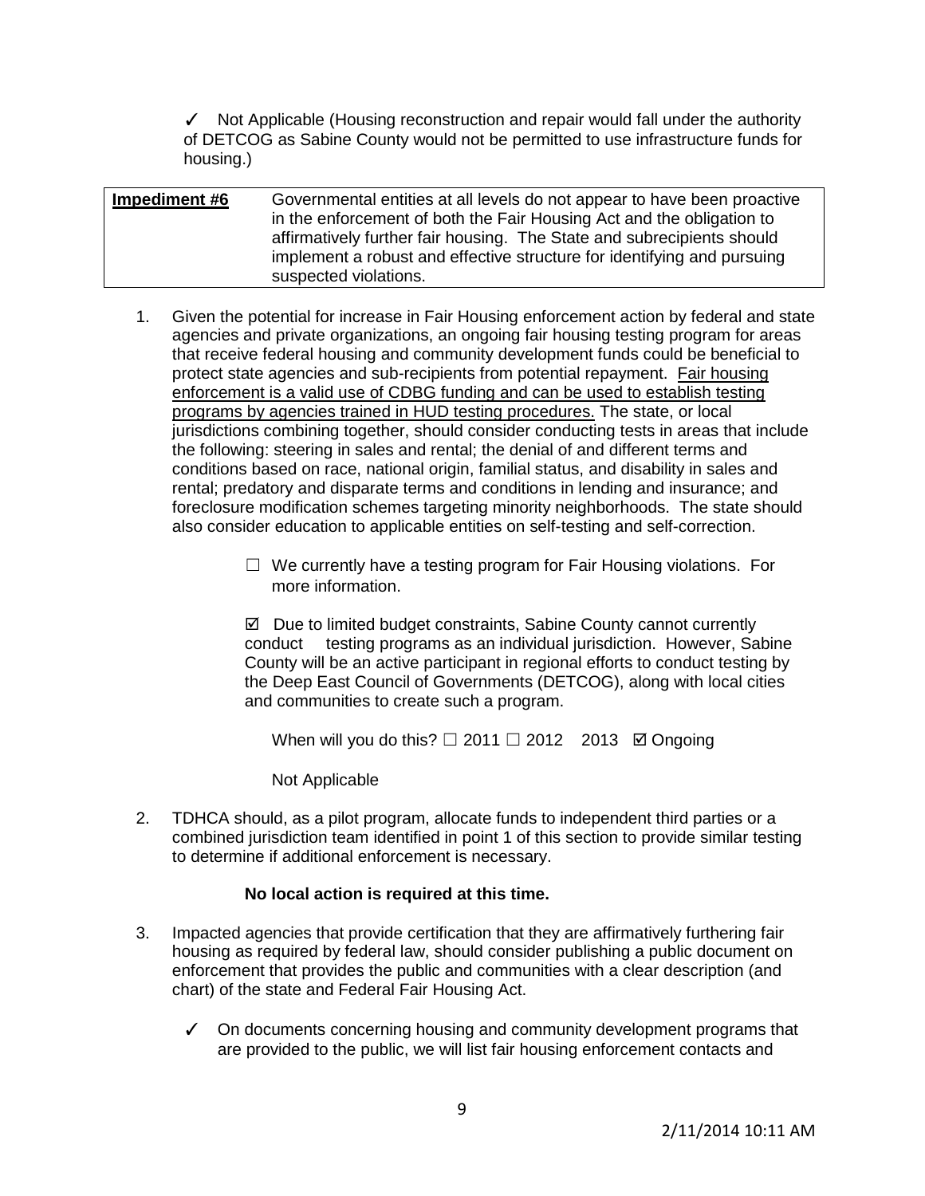✓ Not Applicable (Housing reconstruction and repair would fall under the authority of DETCOG as Sabine County would not be permitted to use infrastructure funds for housing.)

| **Impediment #6** | Governmental entities at all levels do not appear to have been proactive in the enforcement of both the Fair Housing Act and the obligation to affirmatively further fair housing. The State and subrecipients should implement a robust and effective structure for identifying and pursuing suspected violations. |
|---|---|

1. Given the potential for increase in Fair Housing enforcement action by federal and state agencies and private organizations, an ongoing fair housing testing program for areas that receive federal housing and community development funds could be beneficial to protect state agencies and sub-recipients from potential repayment. <u>Fair housing enforcement is a valid use of CDBG funding and can be used to establish testing programs by agencies trained in HUD testing procedures.</u> The state, or local jurisdictions combining together, should consider conducting tests in areas that include the following: steering in sales and rental; the denial of and different terms and conditions based on race, national origin, familial status, and disability in sales and rental; predatory and disparate terms and conditions in lending and insurance; and foreclosure modification schemes targeting minority neighborhoods. The state should also consider education to applicable entities on self-testing and self-correction.

   ☐ We currently have a testing program for Fair Housing violations. For more information.

   ☑ Due to limited budget constraints, Sabine County cannot currently conduct testing programs as an individual jurisdiction. However, Sabine County will be an active participant in regional efforts to conduct testing by the Deep East Council of Governments (DETCOG), along with local cities and communities to create such a program.

   When will you do this? ☐ 2011 ☐ 2012 2013 ☑ Ongoing

   Not Applicable

2. TDHCA should, as a pilot program, allocate funds to independent third parties or a combined jurisdiction team identified in point 1 of this section to provide similar testing to determine if additional enforcement is necessary.

   **No local action is required at this time.**

3. Impacted agencies that provide certification that they are affirmatively furthering fair housing as required by federal law, should consider publishing a public document on enforcement that provides the public and communities with a clear description (and chart) of the state and Federal Fair Housing Act.

   ✓ On documents concerning housing and community development programs that are provided to the public, we will list fair housing enforcement contacts and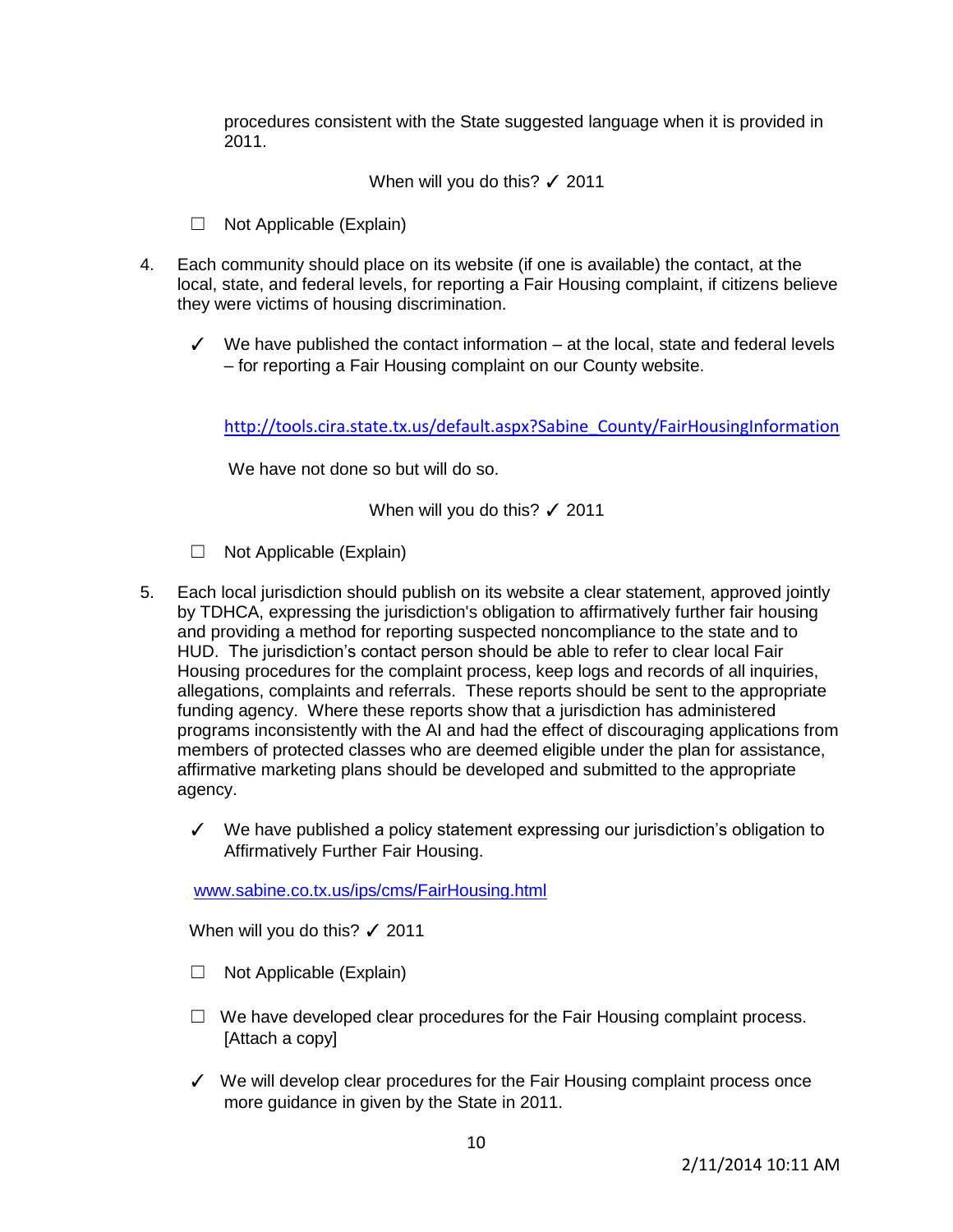procedures consistent with the State suggested language when it is provided in 2011.

When will you do this? ✓ 2011

☐ Not Applicable (Explain)

4. Each community should place on its website (if one is available) the contact, at the local, state, and federal levels, for reporting a Fair Housing complaint, if citizens believe they were victims of housing discrimination.

   ✓ We have published the contact information – at the local, state and federal levels – for reporting a Fair Housing complaint on our County website.

   http://tools.cira.state.tx.us/default.aspx?Sabine_County/FairHousingInformation

   We have not done so but will do so.

   When will you do this? ✓ 2011

   ☐ Not Applicable (Explain)

5. Each local jurisdiction should publish on its website a clear statement, approved jointly by TDHCA, expressing the jurisdiction's obligation to affirmatively further fair housing and providing a method for reporting suspected noncompliance to the state and to HUD. The jurisdiction's contact person should be able to refer to clear local Fair Housing procedures for the complaint process, keep logs and records of all inquiries, allegations, complaints and referrals. These reports should be sent to the appropriate funding agency. Where these reports show that a jurisdiction has administered programs inconsistently with the AI and had the effect of discouraging applications from members of protected classes who are deemed eligible under the plan for assistance, affirmative marketing plans should be developed and submitted to the appropriate agency.

   ✓ We have published a policy statement expressing our jurisdiction's obligation to Affirmatively Further Fair Housing.

   www.sabine.co.tx.us/ips/cms/FairHousing.html

   When will you do this? ✓ 2011

   ☐ Not Applicable (Explain)

   ☐ We have developed clear procedures for the Fair Housing complaint process. [Attach a copy]

   ✓ We will develop clear procedures for the Fair Housing complaint process once more guidance in given by the State in 2011.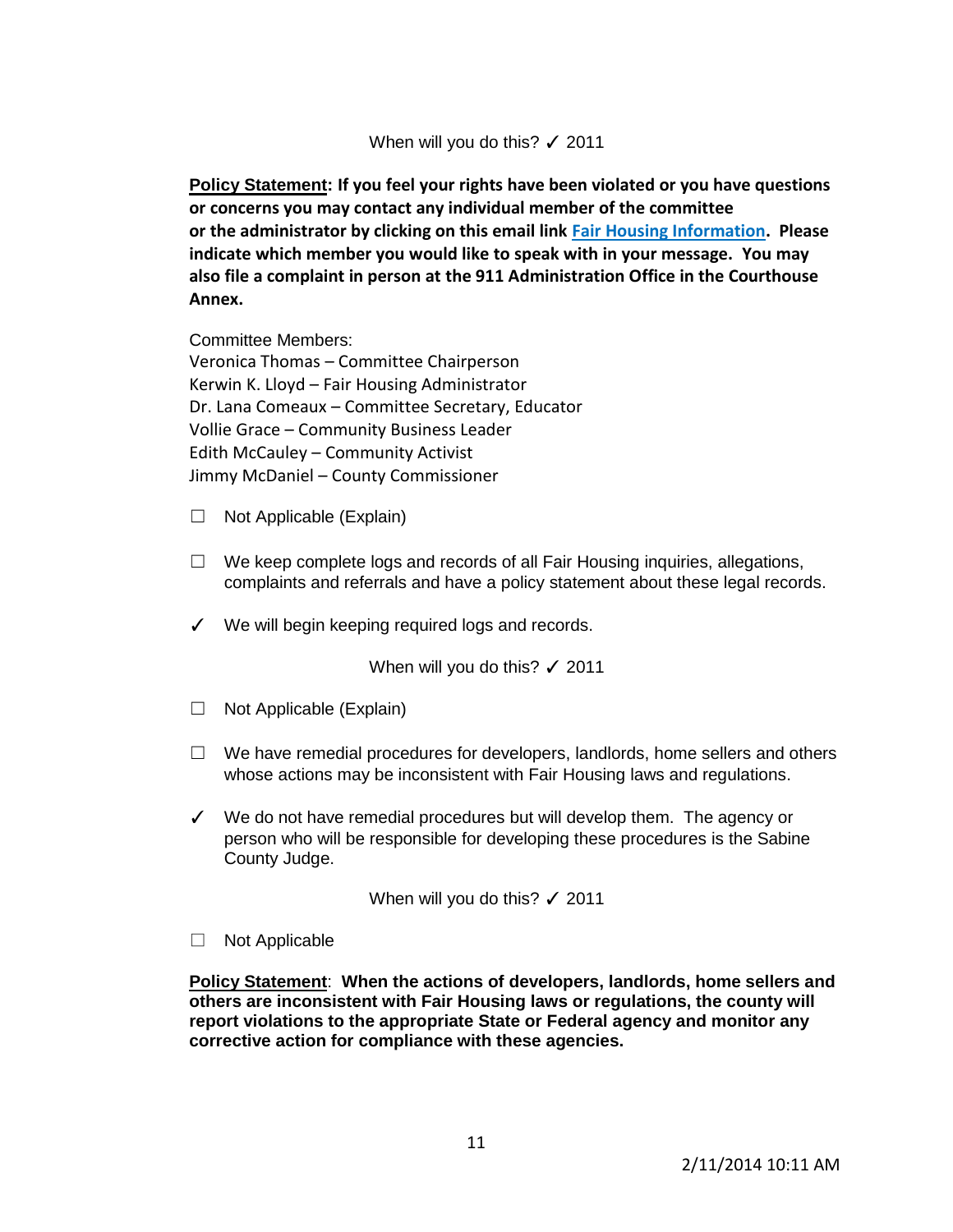When will you do this? ✓ 2011

**<u>Policy Statement</u>: If you feel your rights have been violated or you have questions or concerns you may contact any individual member of the committee or the administrator by clicking on this email link [Fair Housing Information](). Please indicate which member you would like to speak with in your message. You may also file a complaint in person at the 911 Administration Office in the Courthouse Annex.**

Committee Members:
Veronica Thomas – Committee Chairperson
Kerwin K. Lloyd – Fair Housing Administrator
Dr. Lana Comeaux – Committee Secretary, Educator
Vollie Grace – Community Business Leader
Edith McCauley – Community Activist
Jimmy McDaniel – County Commissioner

☐ Not Applicable (Explain)

☐ We keep complete logs and records of all Fair Housing inquiries, allegations, complaints and referrals and have a policy statement about these legal records.

✓ We will begin keeping required logs and records.

When will you do this? ✓ 2011

☐ Not Applicable (Explain)

☐ We have remedial procedures for developers, landlords, home sellers and others whose actions may be inconsistent with Fair Housing laws and regulations.

✓ We do not have remedial procedures but will develop them. The agency or person who will be responsible for developing these procedures is the Sabine County Judge.

When will you do this? ✓ 2011

☐ Not Applicable

**<u>Policy Statement</u>: When the actions of developers, landlords, home sellers and others are inconsistent with Fair Housing laws or regulations, the county will report violations to the appropriate State or Federal agency and monitor any corrective action for compliance with these agencies.**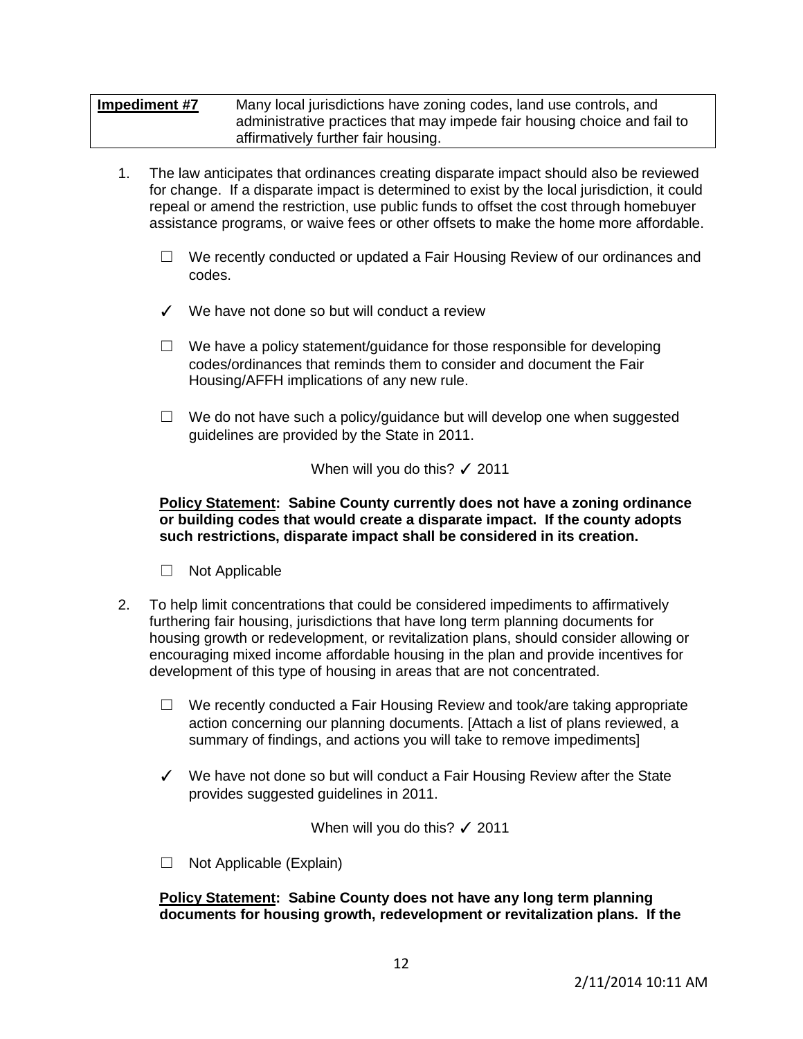| **Impediment #7** | Many local jurisdictions have zoning codes, land use controls, and administrative practices that may impede fair housing choice and fail to affirmatively further fair housing. |
|---|---|

1. The law anticipates that ordinances creating disparate impact should also be reviewed for change. If a disparate impact is determined to exist by the local jurisdiction, it could repeal or amend the restriction, use public funds to offset the cost through homebuyer assistance programs, or waive fees or other offsets to make the home more affordable.

   ☐ We recently conducted or updated a Fair Housing Review of our ordinances and codes.

   ✓ We have not done so but will conduct a review

   ☐ We have a policy statement/guidance for those responsible for developing codes/ordinances that reminds them to consider and document the Fair Housing/AFFH implications of any new rule.

   ☐ We do not have such a policy/guidance but will develop one when suggested guidelines are provided by the State in 2011.

   When will you do this? ✓ 2011

   **Policy Statement: Sabine County currently does not have a zoning ordinance or building codes that would create a disparate impact. If the county adopts such restrictions, disparate impact shall be considered in its creation.**

   ☐ Not Applicable

2. To help limit concentrations that could be considered impediments to affirmatively furthering fair housing, jurisdictions that have long term planning documents for housing growth or redevelopment, or revitalization plans, should consider allowing or encouraging mixed income affordable housing in the plan and provide incentives for development of this type of housing in areas that are not concentrated.

   ☐ We recently conducted a Fair Housing Review and took/are taking appropriate action concerning our planning documents. [Attach a list of plans reviewed, a summary of findings, and actions you will take to remove impediments]

   ✓ We have not done so but will conduct a Fair Housing Review after the State provides suggested guidelines in 2011.

   When will you do this? ✓ 2011

   ☐ Not Applicable (Explain)

   **Policy Statement: Sabine County does not have any long term planning documents for housing growth, redevelopment or revitalization plans. If the**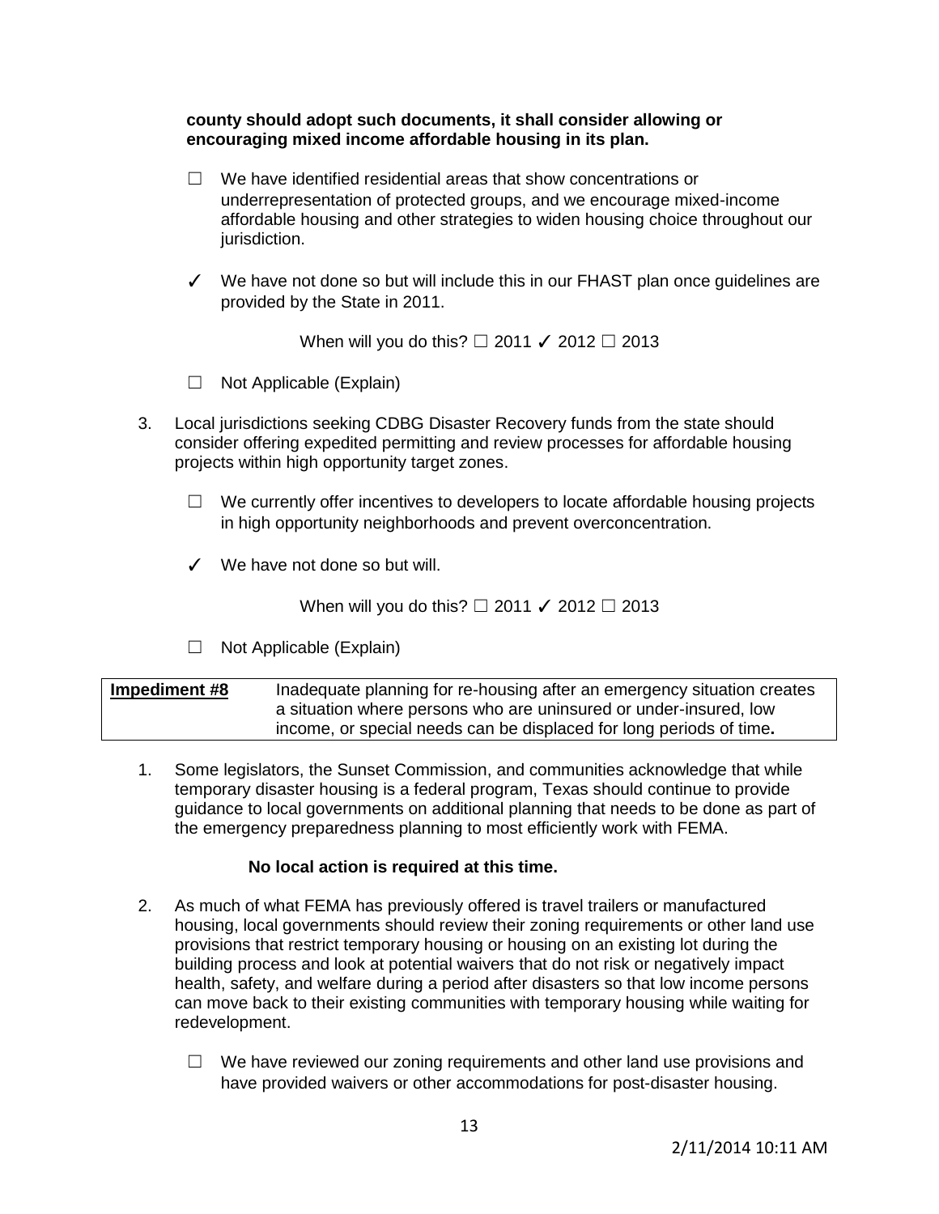**county should adopt such documents, it shall consider allowing or encouraging mixed income affordable housing in its plan.**

☐ We have identified residential areas that show concentrations or underrepresentation of protected groups, and we encourage mixed-income affordable housing and other strategies to widen housing choice throughout our jurisdiction.

✓ We have not done so but will include this in our FHAST plan once guidelines are provided by the State in 2011.

When will you do this? ☐ 2011 ✓ 2012 ☐ 2013

☐ Not Applicable (Explain)

3. Local jurisdictions seeking CDBG Disaster Recovery funds from the state should consider offering expedited permitting and review processes for affordable housing projects within high opportunity target zones.

   ☐ We currently offer incentives to developers to locate affordable housing projects in high opportunity neighborhoods and prevent overconcentration.

   ✓ We have not done so but will.

   When will you do this? ☐ 2011 ✓ 2012 ☐ 2013

   ☐ Not Applicable (Explain)

| **Impediment #8** | Inadequate planning for re-housing after an emergency situation creates a situation where persons who are uninsured or under-insured, low income, or special needs can be displaced for long periods of time**.** |
|---|---|

1. Some legislators, the Sunset Commission, and communities acknowledge that while temporary disaster housing is a federal program, Texas should continue to provide guidance to local governments on additional planning that needs to be done as part of the emergency preparedness planning to most efficiently work with FEMA.

   **No local action is required at this time.**

2. As much of what FEMA has previously offered is travel trailers or manufactured housing, local governments should review their zoning requirements or other land use provisions that restrict temporary housing or housing on an existing lot during the building process and look at potential waivers that do not risk or negatively impact health, safety, and welfare during a period after disasters so that low income persons can move back to their existing communities with temporary housing while waiting for redevelopment.

   ☐ We have reviewed our zoning requirements and other land use provisions and have provided waivers or other accommodations for post-disaster housing.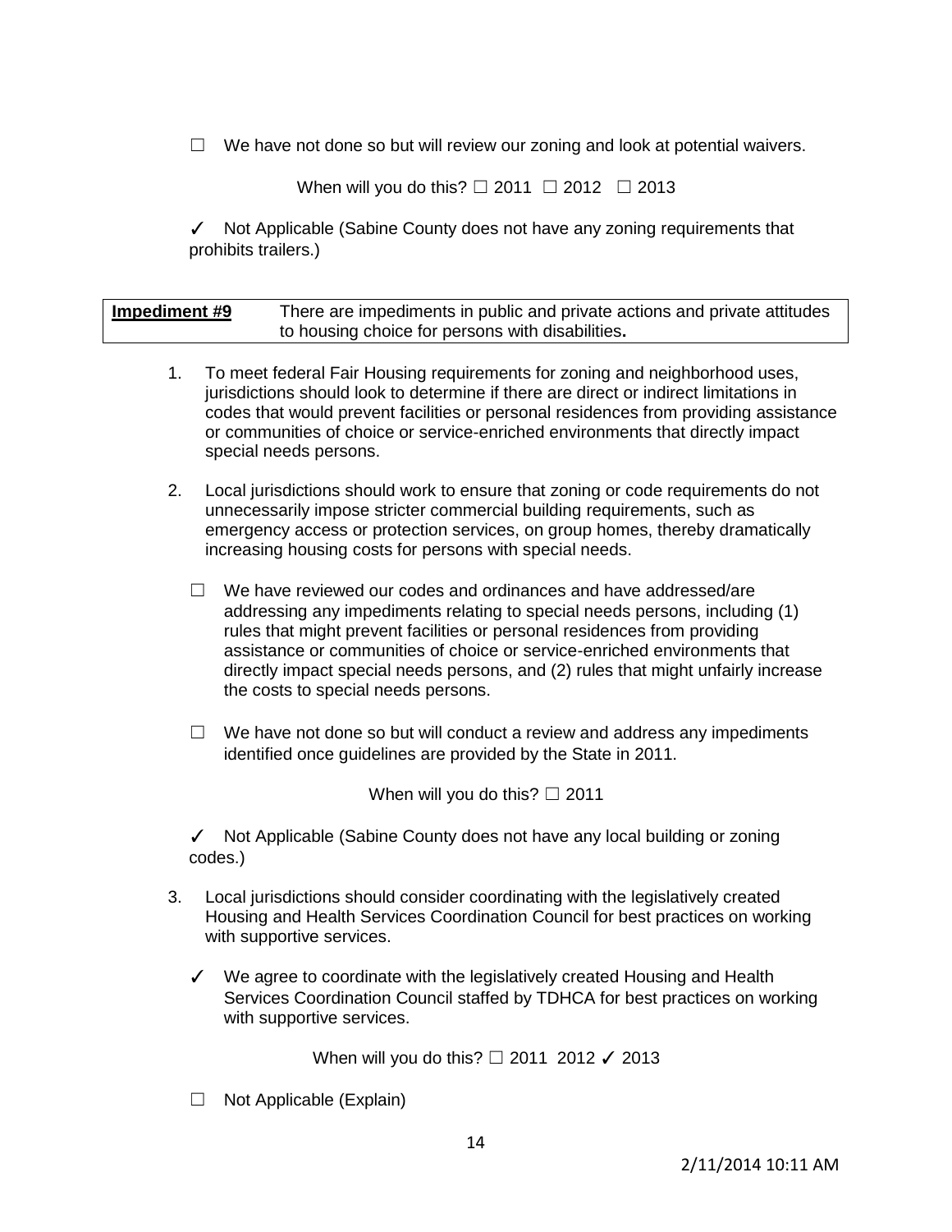☐ We have not done so but will review our zoning and look at potential waivers.

When will you do this? ☐ 2011 ☐ 2012 ☐ 2013

✓ Not Applicable (Sabine County does not have any zoning requirements that prohibits trailers.)

| **Impediment #9** | There are impediments in public and private actions and private attitudes to housing choice for persons with disabilities**.** |
|---|---|

1. To meet federal Fair Housing requirements for zoning and neighborhood uses, jurisdictions should look to determine if there are direct or indirect limitations in codes that would prevent facilities or personal residences from providing assistance or communities of choice or service-enriched environments that directly impact special needs persons.

2. Local jurisdictions should work to ensure that zoning or code requirements do not unnecessarily impose stricter commercial building requirements, such as emergency access or protection services, on group homes, thereby dramatically increasing housing costs for persons with special needs.

   ☐ We have reviewed our codes and ordinances and have addressed/are addressing any impediments relating to special needs persons, including (1) rules that might prevent facilities or personal residences from providing assistance or communities of choice or service-enriched environments that directly impact special needs persons, and (2) rules that might unfairly increase the costs to special needs persons.

   ☐ We have not done so but will conduct a review and address any impediments identified once guidelines are provided by the State in 2011.

   When will you do this? ☐ 2011

   ✓ Not Applicable (Sabine County does not have any local building or zoning codes.)

3. Local jurisdictions should consider coordinating with the legislatively created Housing and Health Services Coordination Council for best practices on working with supportive services.

   ✓ We agree to coordinate with the legislatively created Housing and Health Services Coordination Council staffed by TDHCA for best practices on working with supportive services.

   When will you do this? ☐ 2011 2012 ✓ 2013

   ☐ Not Applicable (Explain)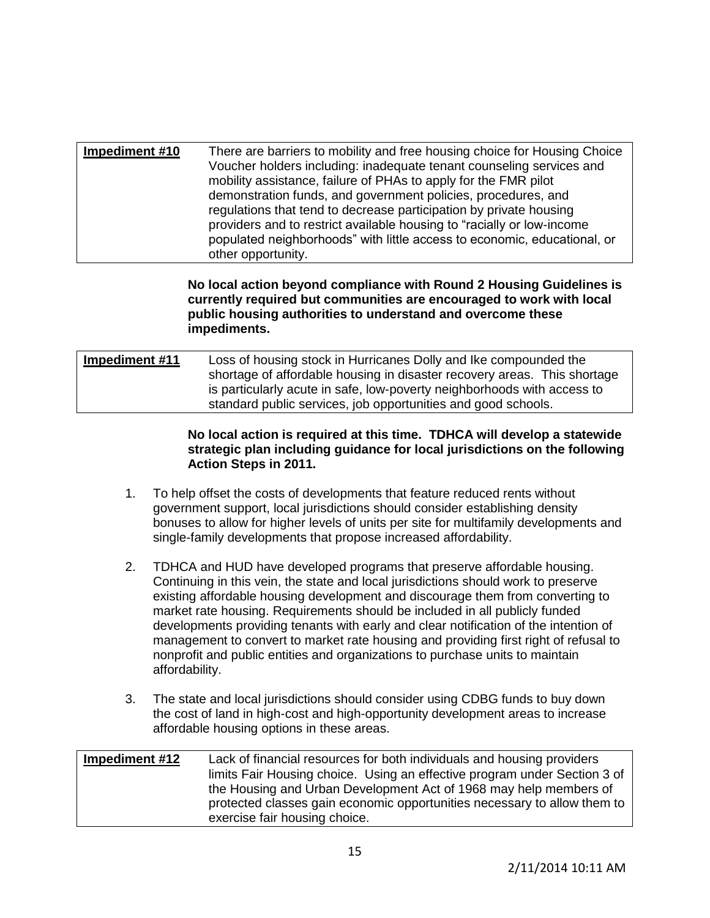| **Impediment #10** | There are barriers to mobility and free housing choice for Housing Choice Voucher holders including: inadequate tenant counseling services and mobility assistance, failure of PHAs to apply for the FMR pilot demonstration funds, and government policies, procedures, and regulations that tend to decrease participation by private housing providers and to restrict available housing to "racially or low-income populated neighborhoods" with little access to economic, educational, or other opportunity. |
|---|---|

**No local action beyond compliance with Round 2 Housing Guidelines is currently required but communities are encouraged to work with local public housing authorities to understand and overcome these impediments.**

| **Impediment #11** | Loss of housing stock in Hurricanes Dolly and Ike compounded the shortage of affordable housing in disaster recovery areas. This shortage is particularly acute in safe, low-poverty neighborhoods with access to standard public services, job opportunities and good schools. |
|---|---|

**No local action is required at this time. TDHCA will develop a statewide strategic plan including guidance for local jurisdictions on the following Action Steps in 2011.**

1. To help offset the costs of developments that feature reduced rents without government support, local jurisdictions should consider establishing density bonuses to allow for higher levels of units per site for multifamily developments and single-family developments that propose increased affordability.

2. TDHCA and HUD have developed programs that preserve affordable housing. Continuing in this vein, the state and local jurisdictions should work to preserve existing affordable housing development and discourage them from converting to market rate housing. Requirements should be included in all publicly funded developments providing tenants with early and clear notification of the intention of management to convert to market rate housing and providing first right of refusal to nonprofit and public entities and organizations to purchase units to maintain affordability.

3. The state and local jurisdictions should consider using CDBG funds to buy down the cost of land in high-cost and high-opportunity development areas to increase affordable housing options in these areas.

| **Impediment #12** | Lack of financial resources for both individuals and housing providers limits Fair Housing choice. Using an effective program under Section 3 of the Housing and Urban Development Act of 1968 may help members of protected classes gain economic opportunities necessary to allow them to exercise fair housing choice. |
|---|---|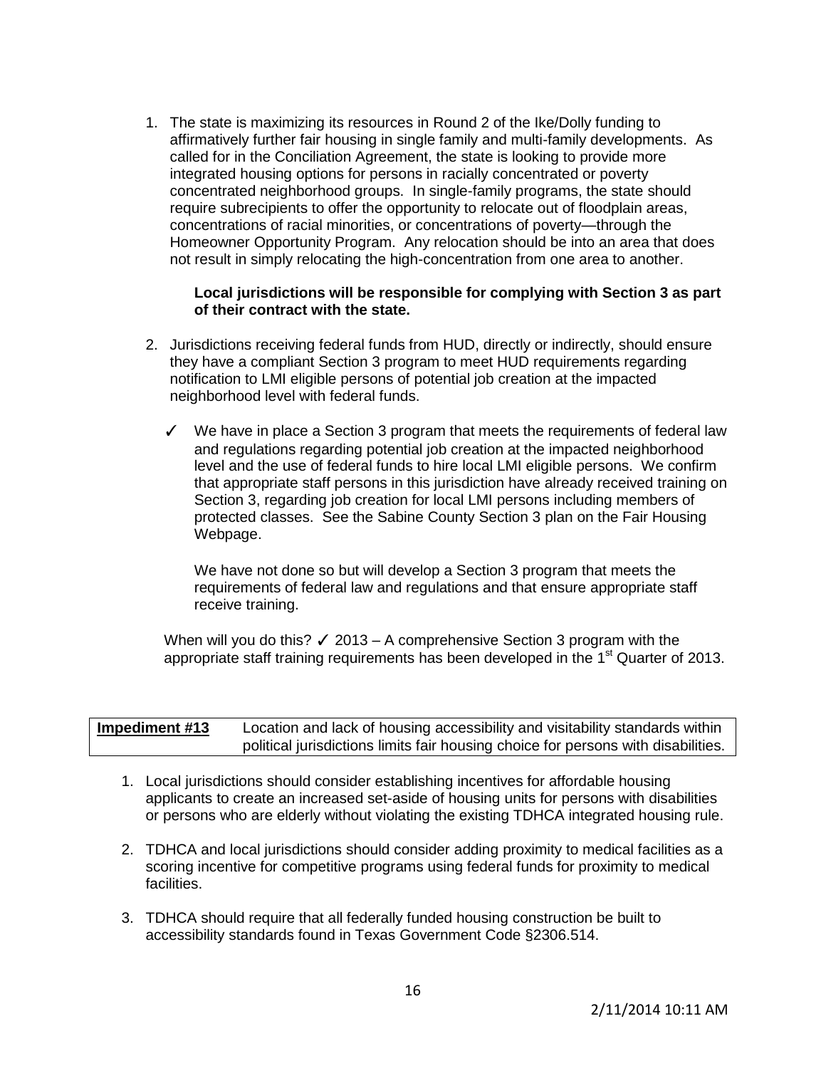1. The state is maximizing its resources in Round 2 of the Ike/Dolly funding to affirmatively further fair housing in single family and multi-family developments. As called for in the Conciliation Agreement, the state is looking to provide more integrated housing options for persons in racially concentrated or poverty concentrated neighborhood groups. In single-family programs, the state should require subrecipients to offer the opportunity to relocate out of floodplain areas, concentrations of racial minorities, or concentrations of poverty—through the Homeowner Opportunity Program. Any relocation should be into an area that does not result in simply relocating the high-concentration from one area to another.

   **Local jurisdictions will be responsible for complying with Section 3 as part of their contract with the state.**

2. Jurisdictions receiving federal funds from HUD, directly or indirectly, should ensure they have a compliant Section 3 program to meet HUD requirements regarding notification to LMI eligible persons of potential job creation at the impacted neighborhood level with federal funds.

   ✓ We have in place a Section 3 program that meets the requirements of federal law and regulations regarding potential job creation at the impacted neighborhood level and the use of federal funds to hire local LMI eligible persons. We confirm that appropriate staff persons in this jurisdiction have already received training on Section 3, regarding job creation for local LMI persons including members of protected classes. See the Sabine County Section 3 plan on the Fair Housing Webpage.

   We have not done so but will develop a Section 3 program that meets the requirements of federal law and regulations and that ensure appropriate staff receive training.

   When will you do this? ✓ 2013 – A comprehensive Section 3 program with the appropriate staff training requirements has been developed in the 1st Quarter of 2013.

| **Impediment #13** | Location and lack of housing accessibility and visitability standards within political jurisdictions limits fair housing choice for persons with disabilities. |
|---|---|

1. Local jurisdictions should consider establishing incentives for affordable housing applicants to create an increased set-aside of housing units for persons with disabilities or persons who are elderly without violating the existing TDHCA integrated housing rule.

2. TDHCA and local jurisdictions should consider adding proximity to medical facilities as a scoring incentive for competitive programs using federal funds for proximity to medical facilities.

3. TDHCA should require that all federally funded housing construction be built to accessibility standards found in Texas Government Code §2306.514.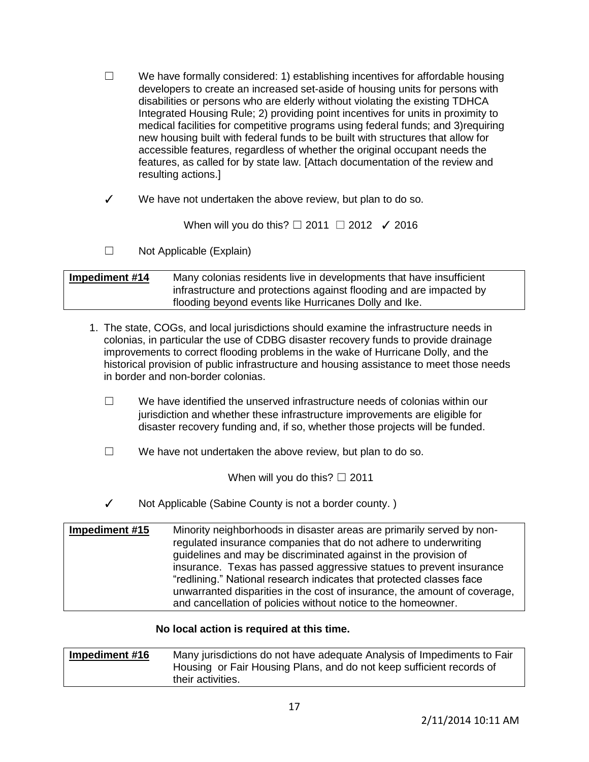☐ We have formally considered: 1) establishing incentives for affordable housing developers to create an increased set-aside of housing units for persons with disabilities or persons who are elderly without violating the existing TDHCA Integrated Housing Rule; 2) providing point incentives for units in proximity to medical facilities for competitive programs using federal funds; and 3)requiring new housing built with federal funds to be built with structures that allow for accessible features, regardless of whether the original occupant needs the features, as called for by state law. [Attach documentation of the review and resulting actions.]

✓ We have not undertaken the above review, but plan to do so.

When will you do this? ☐ 2011 ☐ 2012 ✓ 2016

☐ Not Applicable (Explain)

| **Impediment #14** | Many colonias residents live in developments that have insufficient infrastructure and protections against flooding and are impacted by flooding beyond events like Hurricanes Dolly and Ike. |
|---|---|

1. The state, COGs, and local jurisdictions should examine the infrastructure needs in colonias, in particular the use of CDBG disaster recovery funds to provide drainage improvements to correct flooding problems in the wake of Hurricane Dolly, and the historical provision of public infrastructure and housing assistance to meet those needs in border and non-border colonias.

☐ We have identified the unserved infrastructure needs of colonias within our jurisdiction and whether these infrastructure improvements are eligible for disaster recovery funding and, if so, whether those projects will be funded.

☐ We have not undertaken the above review, but plan to do so.

When will you do this? ☐ 2011

✓ Not Applicable (Sabine County is not a border county. )

| **Impediment #15** | Minority neighborhoods in disaster areas are primarily served by non-regulated insurance companies that do not adhere to underwriting guidelines and may be discriminated against in the provision of insurance. Texas has passed aggressive statues to prevent insurance "redlining." National research indicates that protected classes face unwarranted disparities in the cost of insurance, the amount of coverage, and cancellation of policies without notice to the homeowner. |
|---|---|

**No local action is required at this time.**

| **Impediment #16** | Many jurisdictions do not have adequate Analysis of Impediments to Fair Housing or Fair Housing Plans, and do not keep sufficient records of their activities. |
|---|---|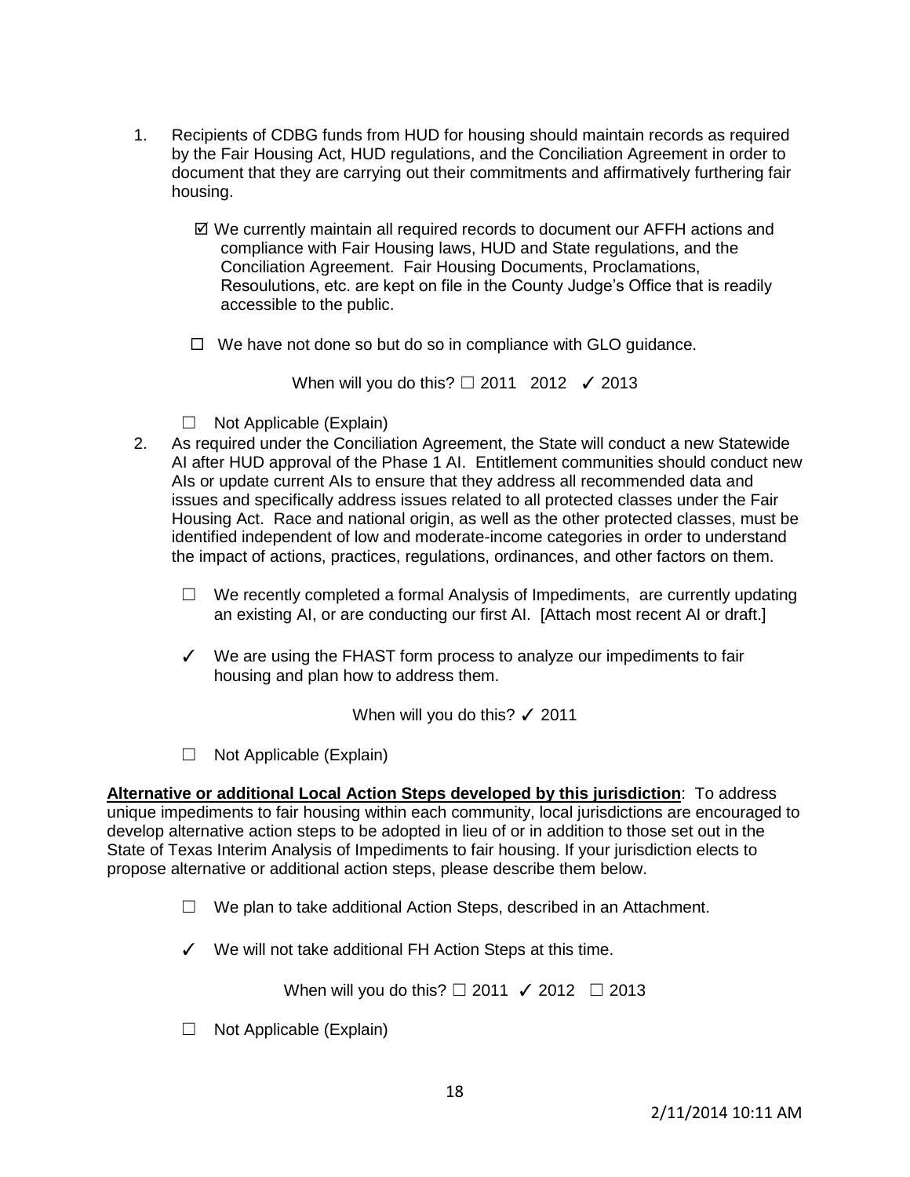1. Recipients of CDBG funds from HUD for housing should maintain records as required by the Fair Housing Act, HUD regulations, and the Conciliation Agreement in order to document that they are carrying out their commitments and affirmatively furthering fair housing.

   ☑ We currently maintain all required records to document our AFFH actions and compliance with Fair Housing laws, HUD and State regulations, and the Conciliation Agreement. Fair Housing Documents, Proclamations, Resoulutions, etc. are kept on file in the County Judge's Office that is readily accessible to the public.

   ☐ We have not done so but do so in compliance with GLO guidance.

   When will you do this? ☐ 2011 2012 ✓ 2013

   ☐ Not Applicable (Explain)

2. As required under the Conciliation Agreement, the State will conduct a new Statewide AI after HUD approval of the Phase 1 AI. Entitlement communities should conduct new AIs or update current AIs to ensure that they address all recommended data and issues and specifically address issues related to all protected classes under the Fair Housing Act. Race and national origin, as well as the other protected classes, must be identified independent of low and moderate-income categories in order to understand the impact of actions, practices, regulations, ordinances, and other factors on them.

   ☐ We recently completed a formal Analysis of Impediments, are currently updating an existing AI, or are conducting our first AI. [Attach most recent AI or draft.]

   ✓ We are using the FHAST form process to analyze our impediments to fair housing and plan how to address them.

   When will you do this? ✓ 2011

   ☐ Not Applicable (Explain)

**Alternative or additional Local Action Steps developed by this jurisdiction**: To address unique impediments to fair housing within each community, local jurisdictions are encouraged to develop alternative action steps to be adopted in lieu of or in addition to those set out in the State of Texas Interim Analysis of Impediments to fair housing. If your jurisdiction elects to propose alternative or additional action steps, please describe them below.

☐ We plan to take additional Action Steps, described in an Attachment.

✓ We will not take additional FH Action Steps at this time.

When will you do this? ☐ 2011 ✓ 2012 ☐ 2013

☐ Not Applicable (Explain)

2/11/2014 10:11 AM